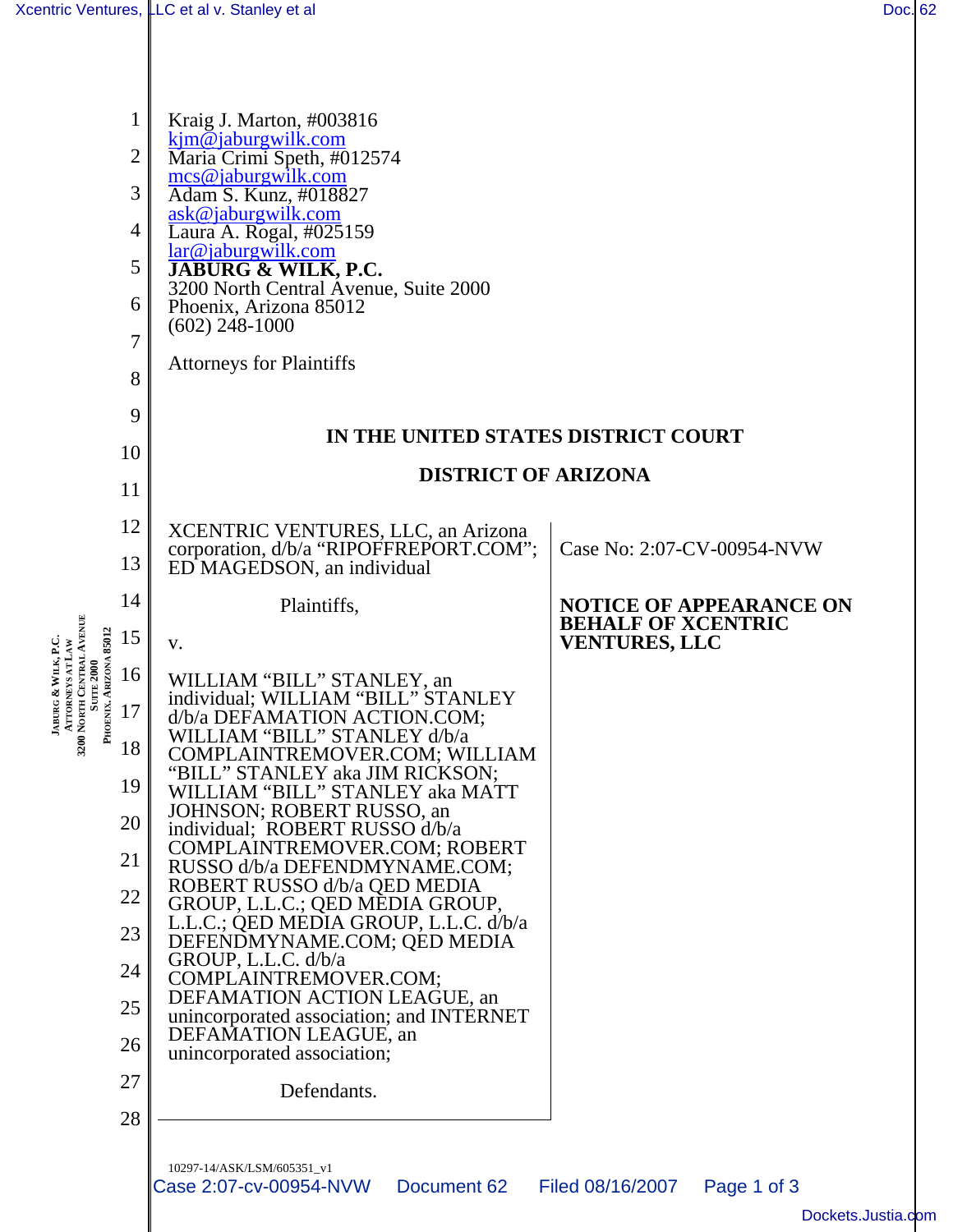Kraig J. Marton, #003816
kjm@jaburgwilk.com
Maria Crimi Speth, #012574
mcs@jaburgwilk.com
Adam S. Kunz, #018827
ask@jaburgwilk.com
Laura A. Rogal, #025159
lar@jaburgwilk.com
**JABURG & WILK, P.C.**
3200 North Central Avenue, Suite 2000
Phoenix, Arizona 85012
(602) 248-1000

Attorneys for Plaintiffs

**IN THE UNITED STATES DISTRICT COURT**

**DISTRICT OF ARIZONA**

| | |
|---|---|
| XCENTRIC VENTURES, LLC, an Arizona corporation, d/b/a "RIPOFFREPORT.COM"; ED MAGEDSON, an individual<br><br>Plaintiffs,<br><br>v.<br><br>WILLIAM "BILL" STANLEY, an individual; WILLIAM "BILL" STANLEY d/b/a DEFAMATION ACTION.COM; WILLIAM "BILL" STANLEY d/b/a COMPLAINTREMOVER.COM; WILLIAM "BILL" STANLEY aka JIM RICKSON; WILLIAM "BILL" STANLEY aka MATT JOHNSON; ROBERT RUSSO, an individual; ROBERT RUSSO d/b/a COMPLAINTREMOVER.COM; ROBERT RUSSO d/b/a DEFENDMYNAME.COM; ROBERT RUSSO d/b/a QED MEDIA GROUP, L.L.C.; QED MEDIA GROUP, L.L.C.; QED MEDIA GROUP, L.L.C. d/b/a DEFENDMYNAME.COM; QED MEDIA GROUP, L.L.C. d/b/a COMPLAINTREMOVER.COM; DEFAMATION ACTION LEAGUE, an unincorporated association; and INTERNET DEFAMATION LEAGUE, an unincorporated association;<br><br>Defendants. | Case No: 2:07-CV-00954-NVW<br><br>**NOTICE OF APPEARANCE ON BEHALF OF XCENTRIC VENTURES, LLC** |

10297-14/ASK/LSM/605351_v1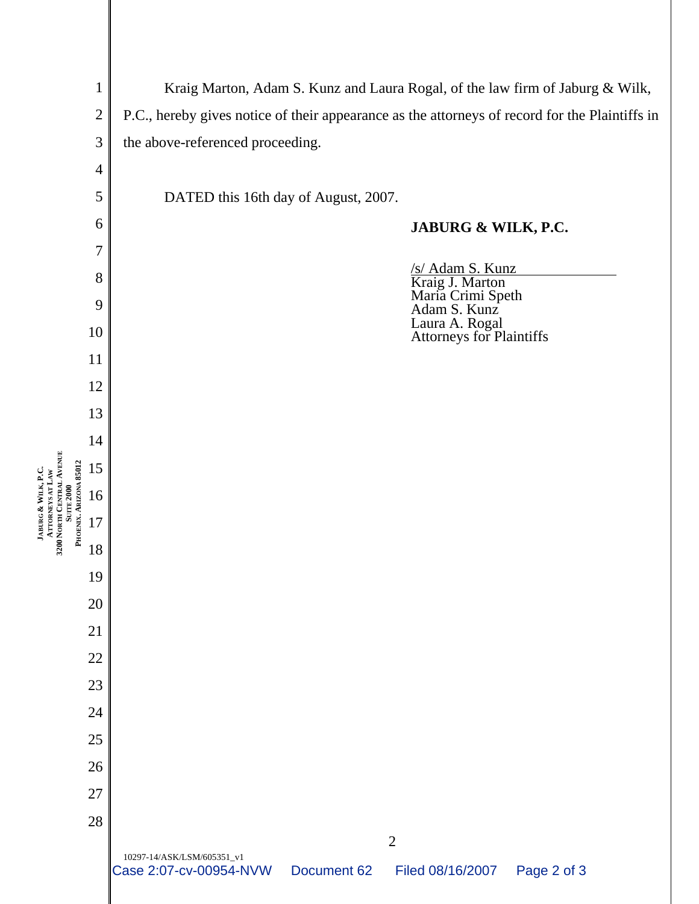Kraig Marton, Adam S. Kunz and Laura Rogal, of the law firm of Jaburg & Wilk, P.C., hereby gives notice of their appearance as the attorneys of record for the Plaintiffs in the above-referenced proceeding.

DATED this 16th day of August, 2007.

**JABURG & WILK, P.C.**

/s/ Adam S. Kunz
Kraig J. Marton
Maria Crimi Speth
Adam S. Kunz
Laura A. Rogal
Attorneys for Plaintiffs

10297-14/ASK/LSM/605351_v1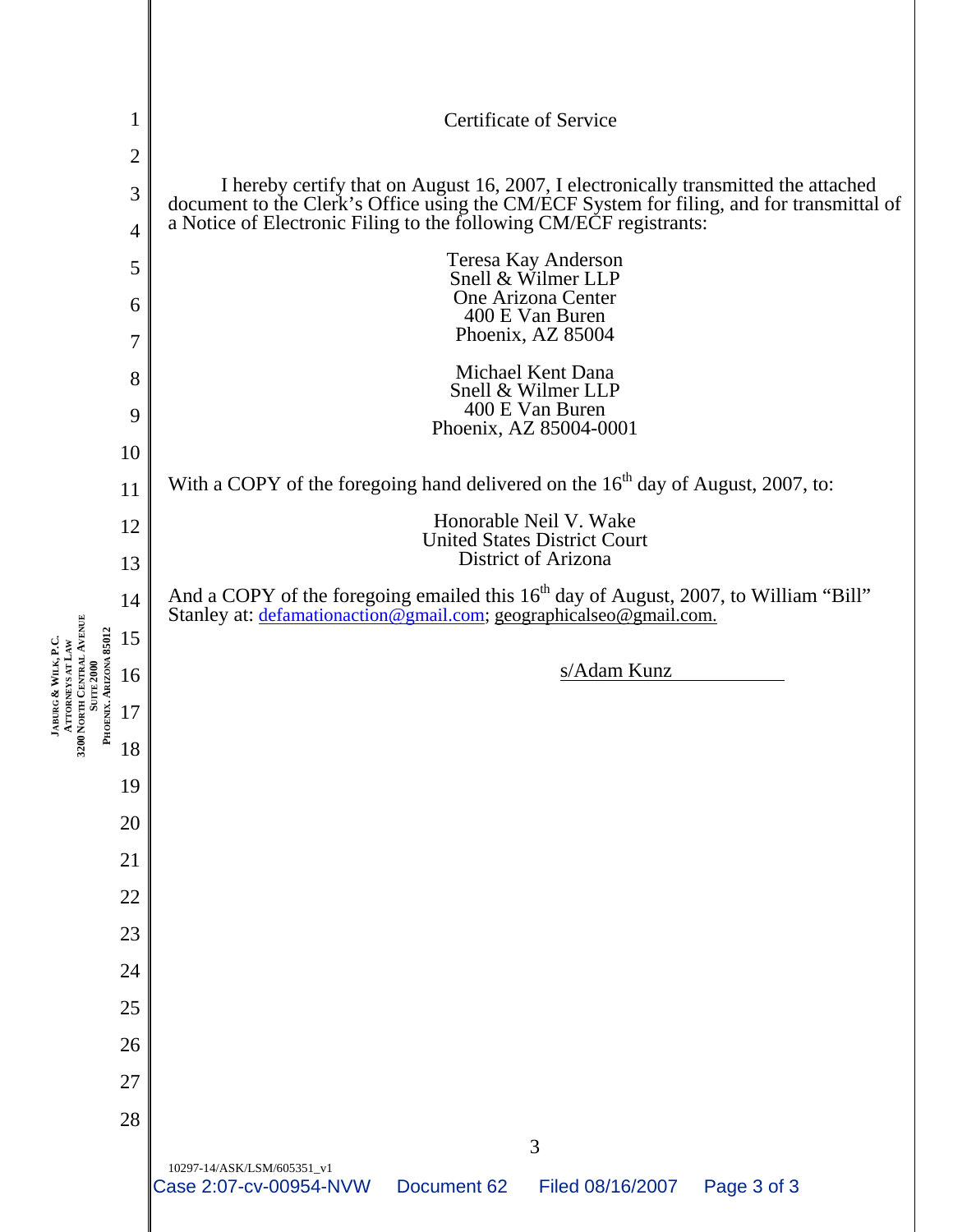Certificate of Service

I hereby certify that on August 16, 2007, I electronically transmitted the attached document to the Clerk's Office using the CM/ECF System for filing, and for transmittal of a Notice of Electronic Filing to the following CM/ECF registrants:

Teresa Kay Anderson
Snell & Wilmer LLP
One Arizona Center
400 E Van Buren
Phoenix, AZ 85004

Michael Kent Dana
Snell & Wilmer LLP
400 E Van Buren
Phoenix, AZ 85004-0001

With a COPY of the foregoing hand delivered on the 16th day of August, 2007, to:

Honorable Neil V. Wake
United States District Court
District of Arizona

And a COPY of the foregoing emailed this 16th day of August, 2007, to William "Bill" Stanley at: defamationaction@gmail.com; geographicalseo@gmail.com.

s/Adam Kunz

10297-14/ASK/LSM/605351_v1